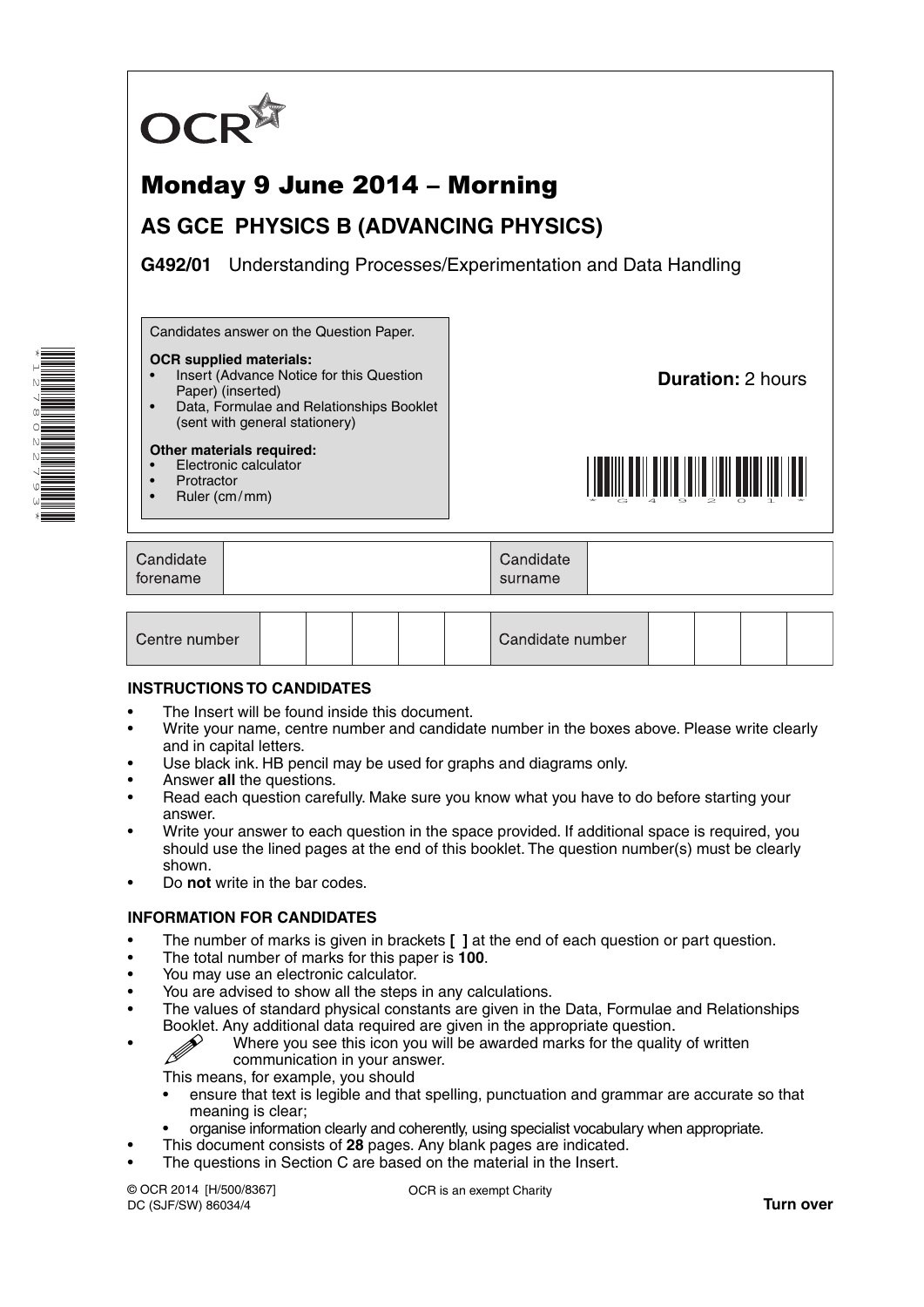OCR

# Monday 9 June 2014 – Morning

## AS GCE PHYSICS B (ADVANCING PHYSICS)

**G492/01** Understanding Processes/Experimentation and Data Handling

Candidates answer on the Question Paper.

**OCR supplied materials:**
- Insert (Advance Notice for this Question Paper) (inserted)
- Data, Formulae and Relationships Booklet (sent with general stationery)

**Other materials required:**
- Electronic calculator
- Protractor
- Ruler (cm / mm)

**Duration:** 2 hours

| Candidate forename | | Candidate surname | |
|---|---|---|---|

| Centre number | | | | | | Candidate number | | | | |
|---|---|---|---|---|---|---|---|---|---|---|

**INSTRUCTIONS TO CANDIDATES**

- The Insert will be found inside this document.
- Write your name, centre number and candidate number in the boxes above. Please write clearly and in capital letters.
- Use black ink. HB pencil may be used for graphs and diagrams only.
- Answer **all** the questions.
- Read each question carefully. Make sure you know what you have to do before starting your answer.
- Write your answer to each question in the space provided. If additional space is required, you should use the lined pages at the end of this booklet. The question number(s) must be clearly shown.
- Do **not** write in the bar codes.

**INFORMATION FOR CANDIDATES**

- The number of marks is given in brackets **[ ]** at the end of each question or part question.
- The total number of marks for this paper is **100**.
- You may use an electronic calculator.
- You are advised to show all the steps in any calculations.
- The values of standard physical constants are given in the Data, Formulae and Relationships Booklet. Any additional data required are given in the appropriate question.
- Where you see this icon you will be awarded marks for the quality of written communication in your answer.

  This means, for example, you should
  - ensure that text is legible and that spelling, punctuation and grammar are accurate so that meaning is clear;
  - organise information clearly and coherently, using specialist vocabulary when appropriate.
- This document consists of **28** pages. Any blank pages are indicated.
- The questions in Section C are based on the material in the Insert.

© OCR 2014 [H/500/8367]
DC (SJF/SW) 86034/4

OCR is an exempt Charity

**Turn over**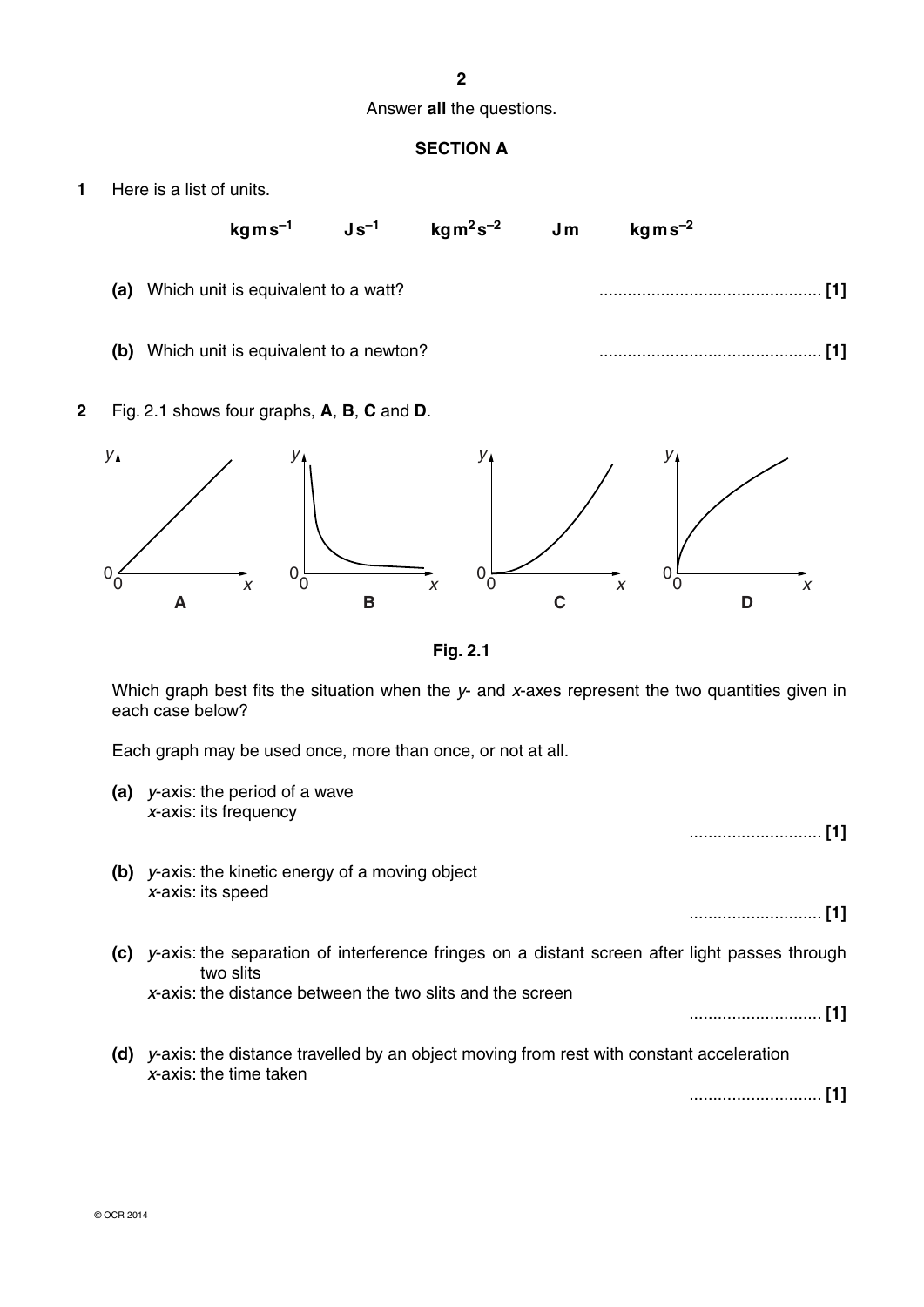Answer **all** the questions.

## SECTION A

**1** Here is a list of units.

$\mathrm{kg\,m\,s^{-1}}$ $\mathrm{J\,s^{-1}}$ $\mathrm{kg\,m^2\,s^{-2}}$ $\mathrm{J\,m}$ $\mathrm{kg\,m\,s^{-2}}$

**(a)** Which unit is equivalent to a watt? .............................................. **[1]**

**(b)** Which unit is equivalent to a newton? .............................................. **[1]**

**2** Fig. 2.1 shows four graphs, **A**, **B**, **C** and **D**.

**Fig. 2.1**

Which graph best fits the situation when the $y$- and $x$-axes represent the two quantities given in each case below?

Each graph may be used once, more than once, or not at all.

**(a)** $y$-axis: the period of a wave
$x$-axis: its frequency

............................ **[1]**

**(b)** $y$-axis: the kinetic energy of a moving object
$x$-axis: its speed

............................ **[1]**

**(c)** $y$-axis: the separation of interference fringes on a distant screen after light passes through two slits
$x$-axis: the distance between the two slits and the screen

............................ **[1]**

**(d)** $y$-axis: the distance travelled by an object moving from rest with constant acceleration
$x$-axis: the time taken

............................ **[1]**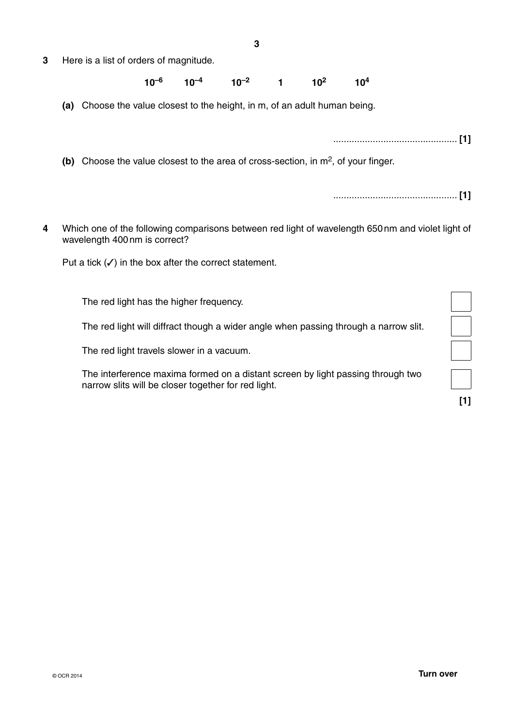**3** Here is a list of orders of magnitude.

$10^{-6}$ $10^{-4}$ $10^{-2}$ $1$ $10^{2}$ $10^{4}$

**(a)** Choose the value closest to the height, in m, of an adult human being.

.............................................. **[1]**

**(b)** Choose the value closest to the area of cross-section, in $m^2$, of your finger.

.............................................. **[1]**

**4** Which one of the following comparisons between red light of wavelength 650 nm and violet light of wavelength 400 nm is correct?

Put a tick (✓) in the box after the correct statement.

The red light has the higher frequency. ☐

The red light will diffract though a wider angle when passing through a narrow slit. ☐

The red light travels slower in a vacuum. ☐

The interference maxima formed on a distant screen by light passing through two narrow slits will be closer together for red light. ☐

**[1]**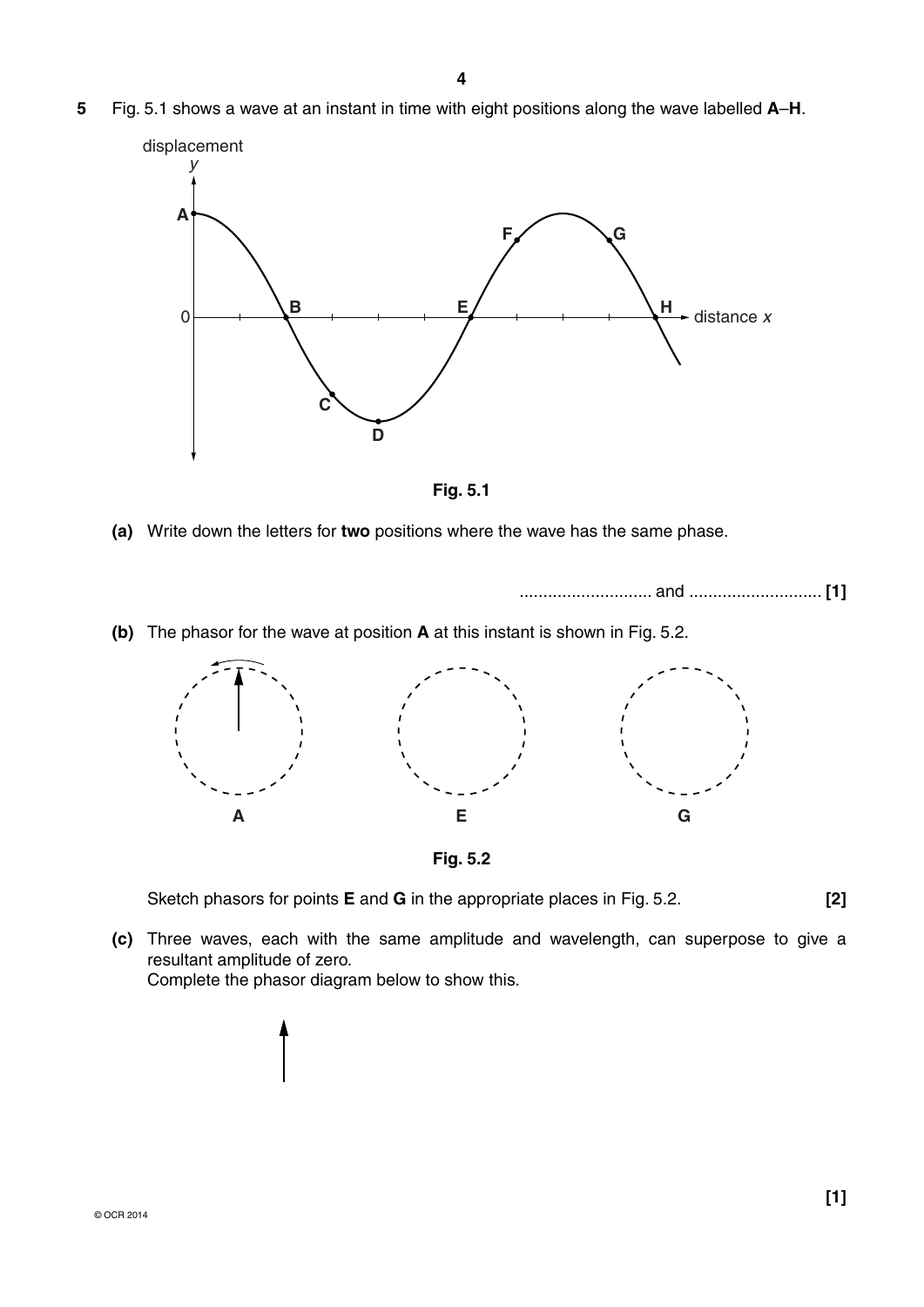**5** Fig. 5.1 shows a wave at an instant in time with eight positions along the wave labelled **A**–**H**.

**Fig. 5.1**

**(a)** Write down the letters for **two** positions where the wave has the same phase.

............................ and ............................ **[1]**

**(b)** The phasor for the wave at position **A** at this instant is shown in Fig. 5.2.

**Fig. 5.2**

Sketch phasors for points **E** and **G** in the appropriate places in Fig. 5.2. **[2]**

**(c)** Three waves, each with the same amplitude and wavelength, can superpose to give a resultant amplitude of zero.
Complete the phasor diagram below to show this.

**[1]**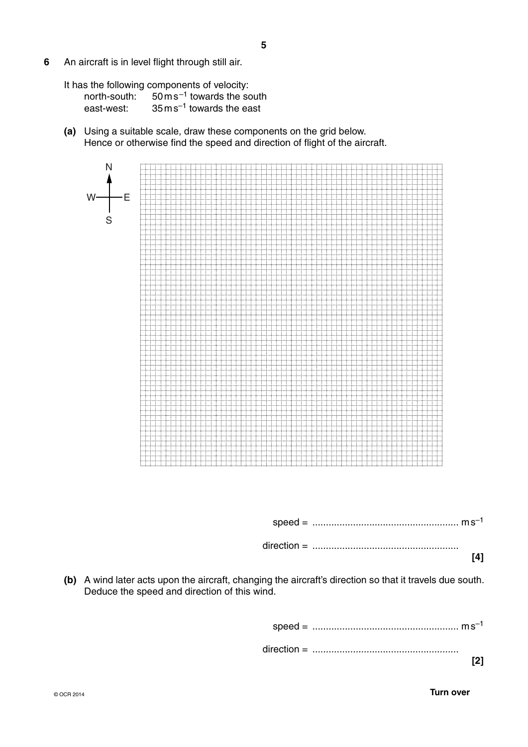**6** An aircraft is in level flight through still air.

It has the following components of velocity:

north-south: $50\,m\,s^{-1}$ towards the south

east-west: $35\,m\,s^{-1}$ towards the east

**(a)** Using a suitable scale, draw these components on the grid below.
Hence or otherwise find the speed and direction of flight of the aircraft.

speed = ...................................................... $m\,s^{-1}$

direction = ......................................................

**[4]**

**(b)** A wind later acts upon the aircraft, changing the aircraft's direction so that it travels due south.
Deduce the speed and direction of this wind.

speed = ...................................................... $m\,s^{-1}$

direction = ......................................................

**[2]**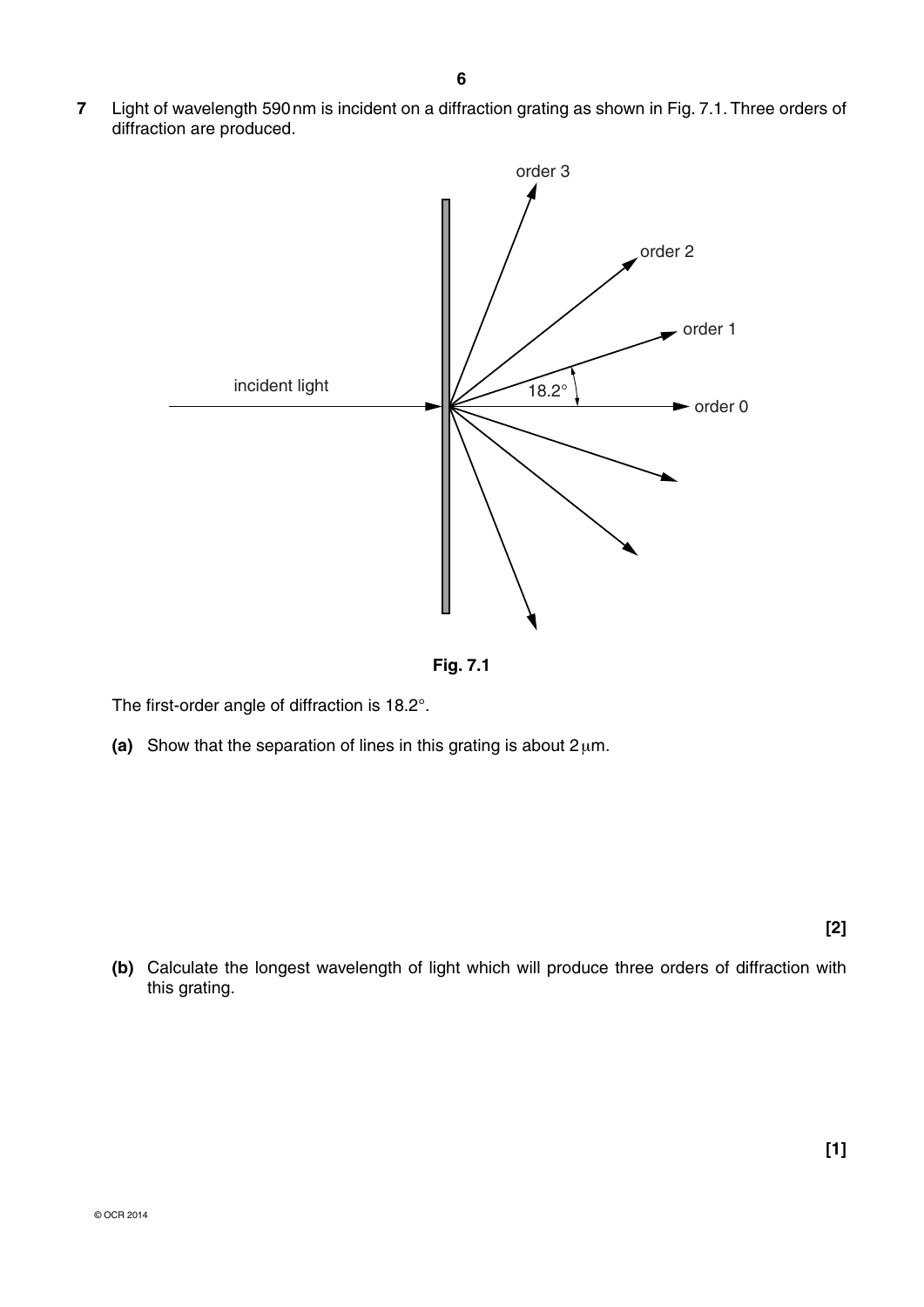**7** Light of wavelength 590 nm is incident on a diffraction grating as shown in Fig. 7.1. Three orders of diffraction are produced.

**Fig. 7.1**

The first-order angle of diffraction is 18.2°.

**(a)** Show that the separation of lines in this grating is about 2 μm.

**[2]**

**(b)** Calculate the longest wavelength of light which will produce three orders of diffraction with this grating.

**[1]**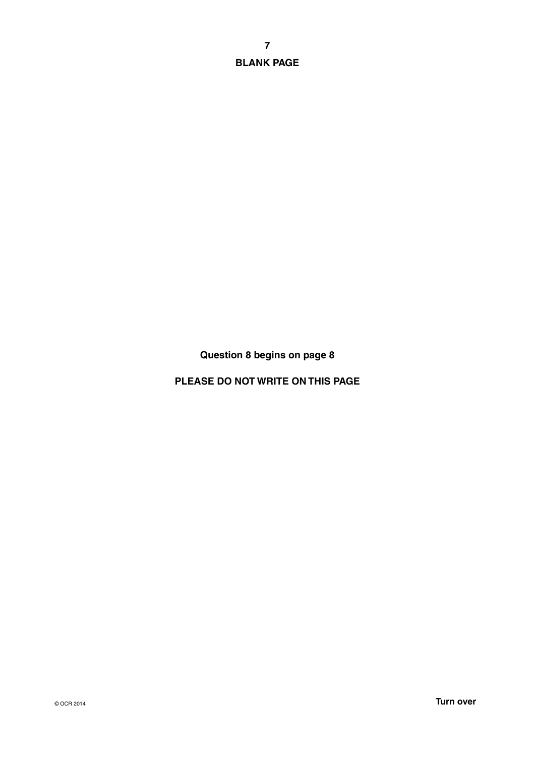**BLANK PAGE**

**Question 8 begins on page 8**

**PLEASE DO NOT WRITE ON THIS PAGE**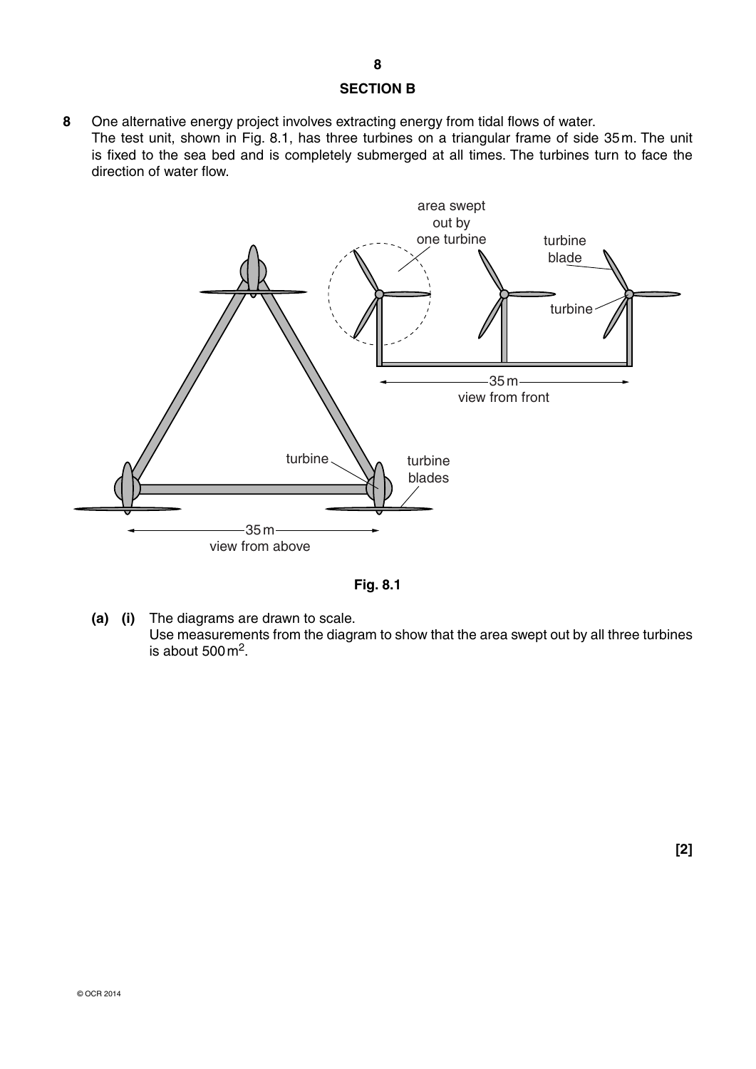## SECTION B

**8** One alternative energy project involves extracting energy from tidal flows of water.
The test unit, shown in Fig. 8.1, has three turbines on a triangular frame of side 35 m. The unit is fixed to the sea bed and is completely submerged at all times. The turbines turn to face the direction of water flow.

Fig. 8.1

**(a) (i)** The diagrams are drawn to scale.
Use measurements from the diagram to show that the area swept out by all three turbines is about 500 $m^2$.

**[2]**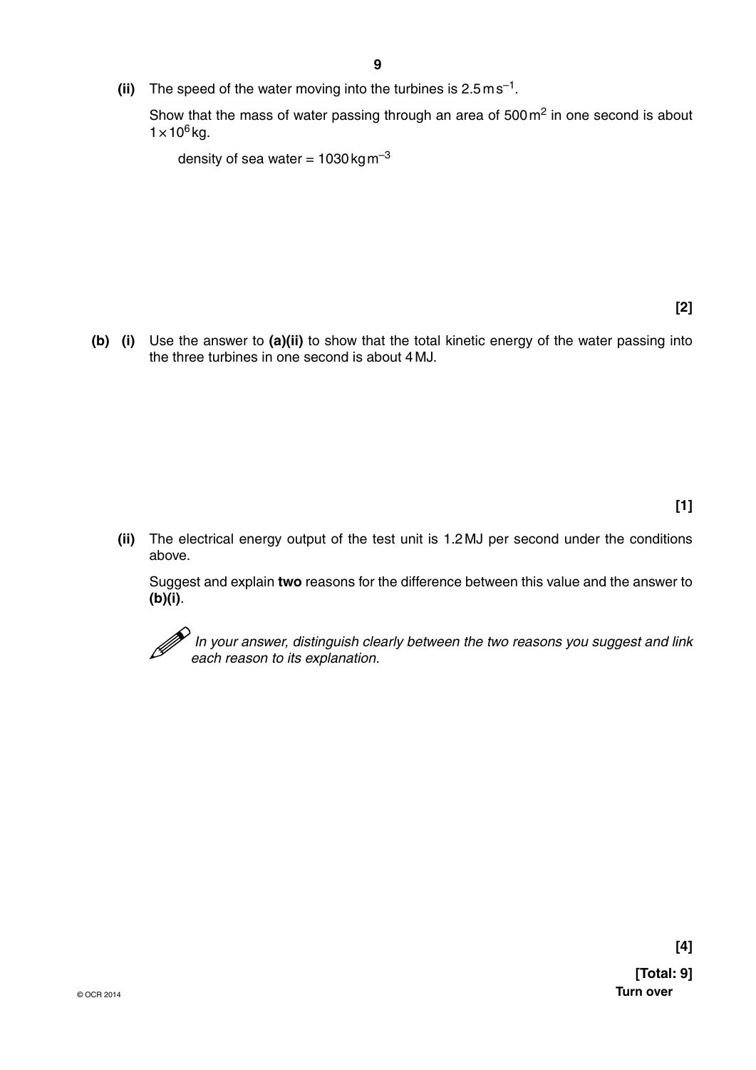**(ii)** The speed of the water moving into the turbines is $2.5\,\text{m}\,\text{s}^{-1}$.

Show that the mass of water passing through an area of $500\,\text{m}^2$ in one second is about $1 \times 10^6\,\text{kg}$.

density of sea water = $1030\,\text{kg}\,\text{m}^{-3}$

**[2]**

**(b) (i)** Use the answer to **(a)(ii)** to show that the total kinetic energy of the water passing into the three turbines in one second is about 4 MJ.

**[1]**

**(ii)** The electrical energy output of the test unit is 1.2 MJ per second under the conditions above.

Suggest and explain **two** reasons for the difference between this value and the answer to **(b)(i)**.

*In your answer, distinguish clearly between the two reasons you suggest and link each reason to its explanation.*

**[4]**

**[Total: 9]**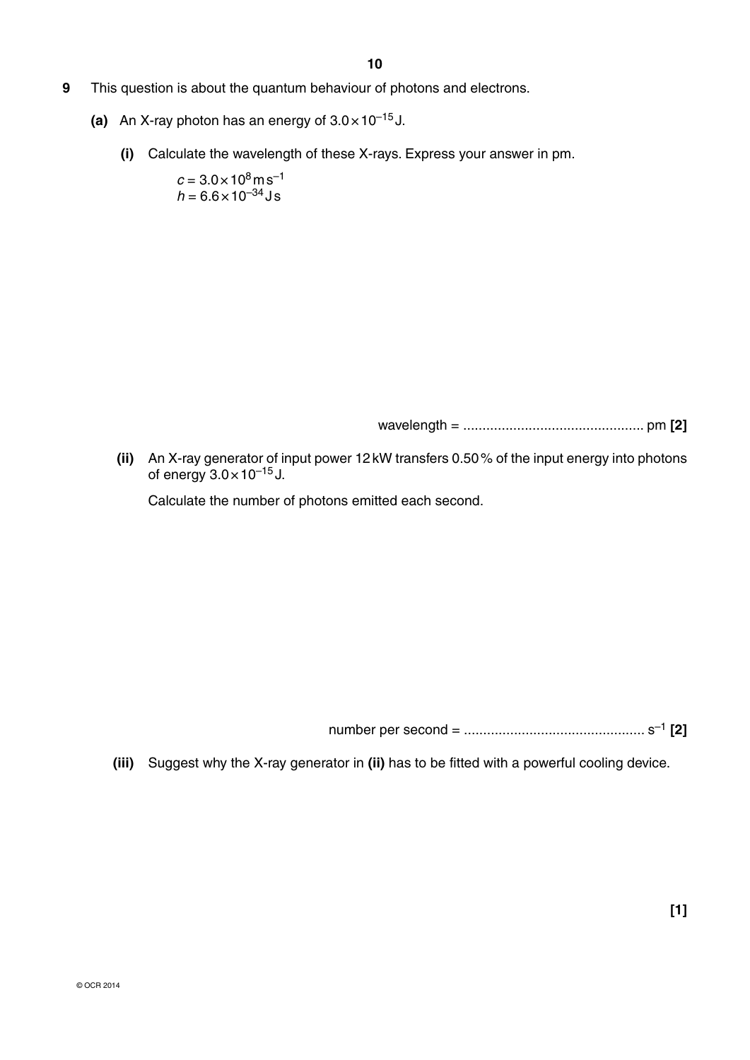**9** This question is about the quantum behaviour of photons and electrons.

**(a)** An X-ray photon has an energy of $3.0 \times 10^{-15}$ J.

**(i)** Calculate the wavelength of these X-rays. Express your answer in pm.

$c = 3.0 \times 10^{8}\,\text{m}\,\text{s}^{-1}$
$h = 6.6 \times 10^{-34}\,\text{J}\,\text{s}$

wavelength = .............................................. pm **[2]**

**(ii)** An X-ray generator of input power 12 kW transfers 0.50 % of the input energy into photons of energy $3.0 \times 10^{-15}$ J.

Calculate the number of photons emitted each second.

number per second = .............................................. $\text{s}^{-1}$ **[2]**

**(iii)** Suggest why the X-ray generator in **(ii)** has to be fitted with a powerful cooling device.

**[1]**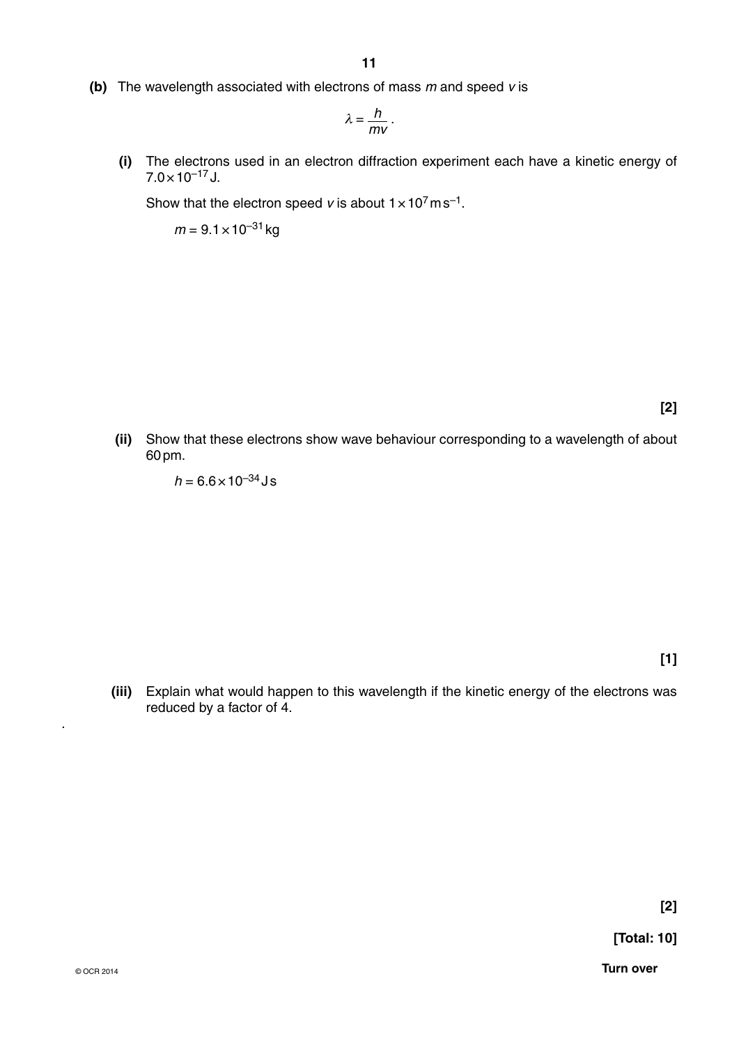**(b)** The wavelength associated with electrons of mass $m$ and speed $v$ is

$$\lambda = \frac{h}{mv}.$$

**(i)** The electrons used in an electron diffraction experiment each have a kinetic energy of $7.0 \times 10^{-17}$ J.

Show that the electron speed $v$ is about $1 \times 10^{7}\,\text{m}\,\text{s}^{-1}$.

$m = 9.1 \times 10^{-31}$ kg

**[2]**

**(ii)** Show that these electrons show wave behaviour corresponding to a wavelength of about 60 pm.

$h = 6.6 \times 10^{-34}$ J s

**[1]**

**(iii)** Explain what would happen to this wavelength if the kinetic energy of the electrons was reduced by a factor of 4.

**[2]**

**[Total: 10]**

Turn over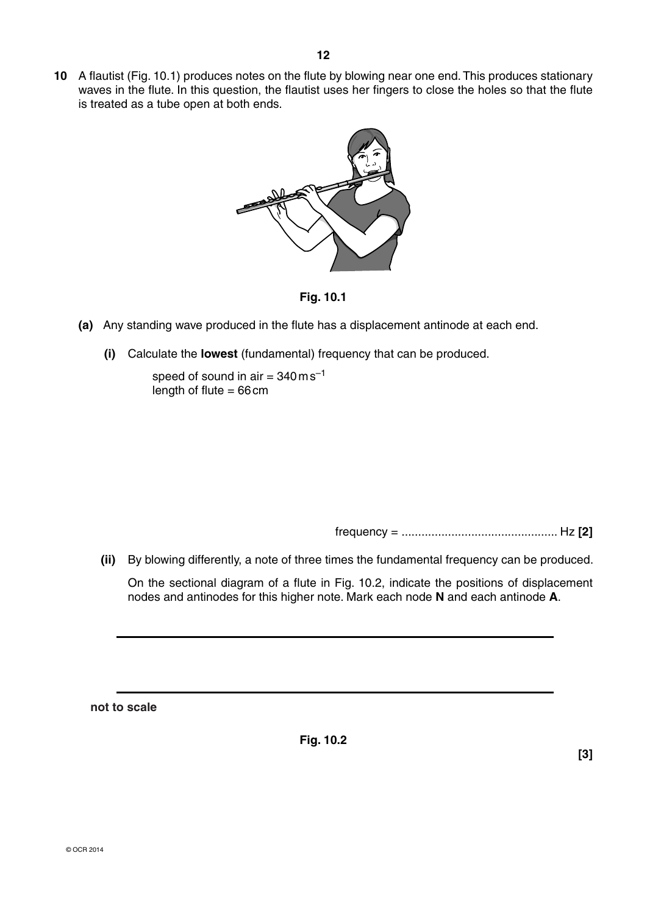**10** A flautist (Fig. 10.1) produces notes on the flute by blowing near one end. This produces stationary waves in the flute. In this question, the flautist uses her fingers to close the holes so that the flute is treated as a tube open at both ends.

**Fig. 10.1**

**(a)** Any standing wave produced in the flute has a displacement antinode at each end.

**(i)** Calculate the **lowest** (fundamental) frequency that can be produced.

speed of sound in air = $340\,\text{m}\,\text{s}^{-1}$
length of flute = 66 cm

frequency = .............................................. Hz **[2]**

**(ii)** By blowing differently, a note of three times the fundamental frequency can be produced.

On the sectional diagram of a flute in Fig. 10.2, indicate the positions of displacement nodes and antinodes for this higher note. Mark each node **N** and each antinode **A**.

**not to scale**

**Fig. 10.2**

**[3]**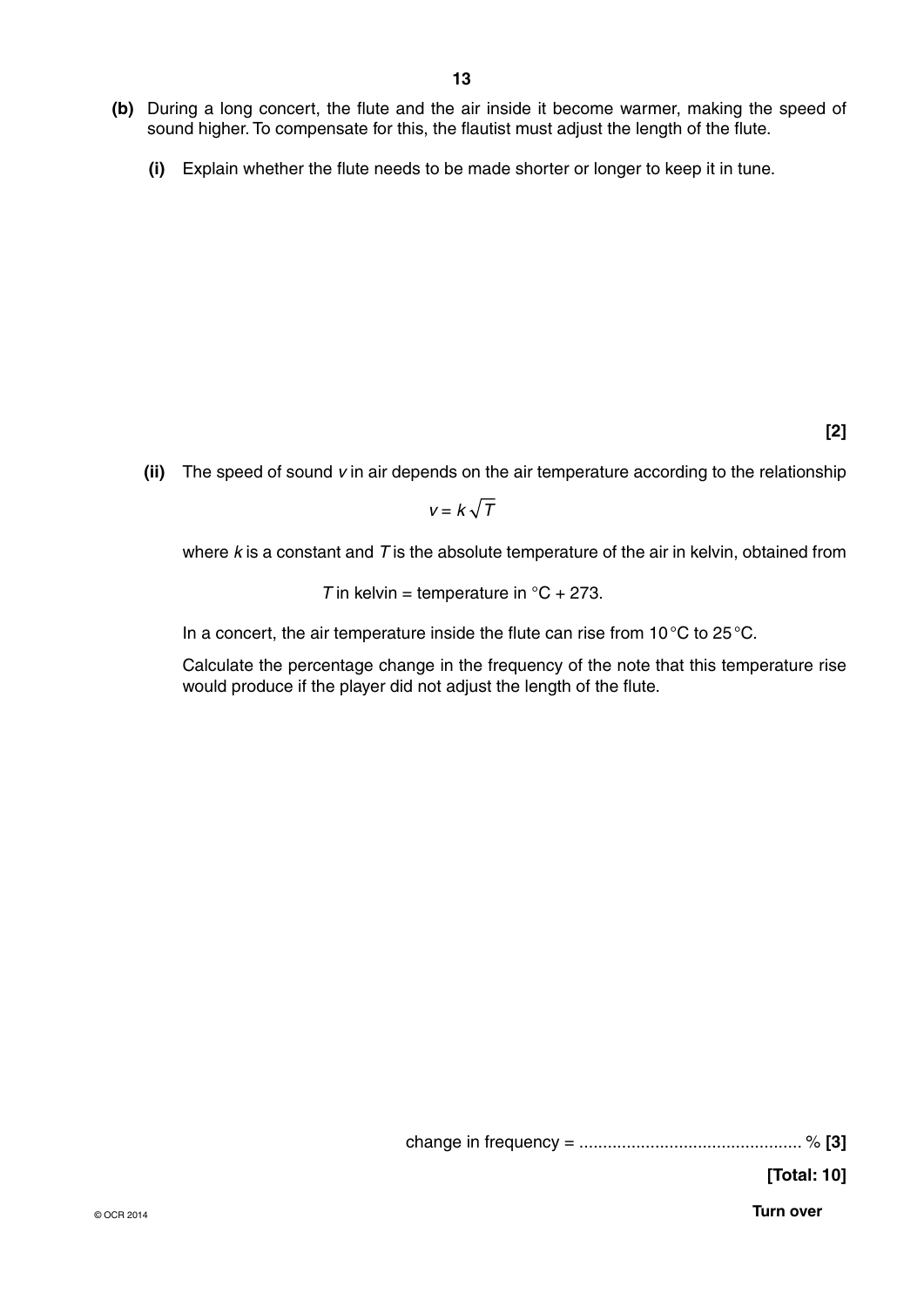**(b)** During a long concert, the flute and the air inside it become warmer, making the speed of sound higher. To compensate for this, the flautist must adjust the length of the flute.

**(i)** Explain whether the flute needs to be made shorter or longer to keep it in tune.

**[2]**

**(ii)** The speed of sound $v$ in air depends on the air temperature according to the relationship

$$v = k\sqrt{T}$$

where $k$ is a constant and $T$ is the absolute temperature of the air in kelvin, obtained from

$T$ in kelvin = temperature in °C + 273.

In a concert, the air temperature inside the flute can rise from 10 °C to 25 °C.

Calculate the percentage change in the frequency of the note that this temperature rise would produce if the player did not adjust the length of the flute.

change in frequency = ............................................... % **[3]**

**[Total: 10]**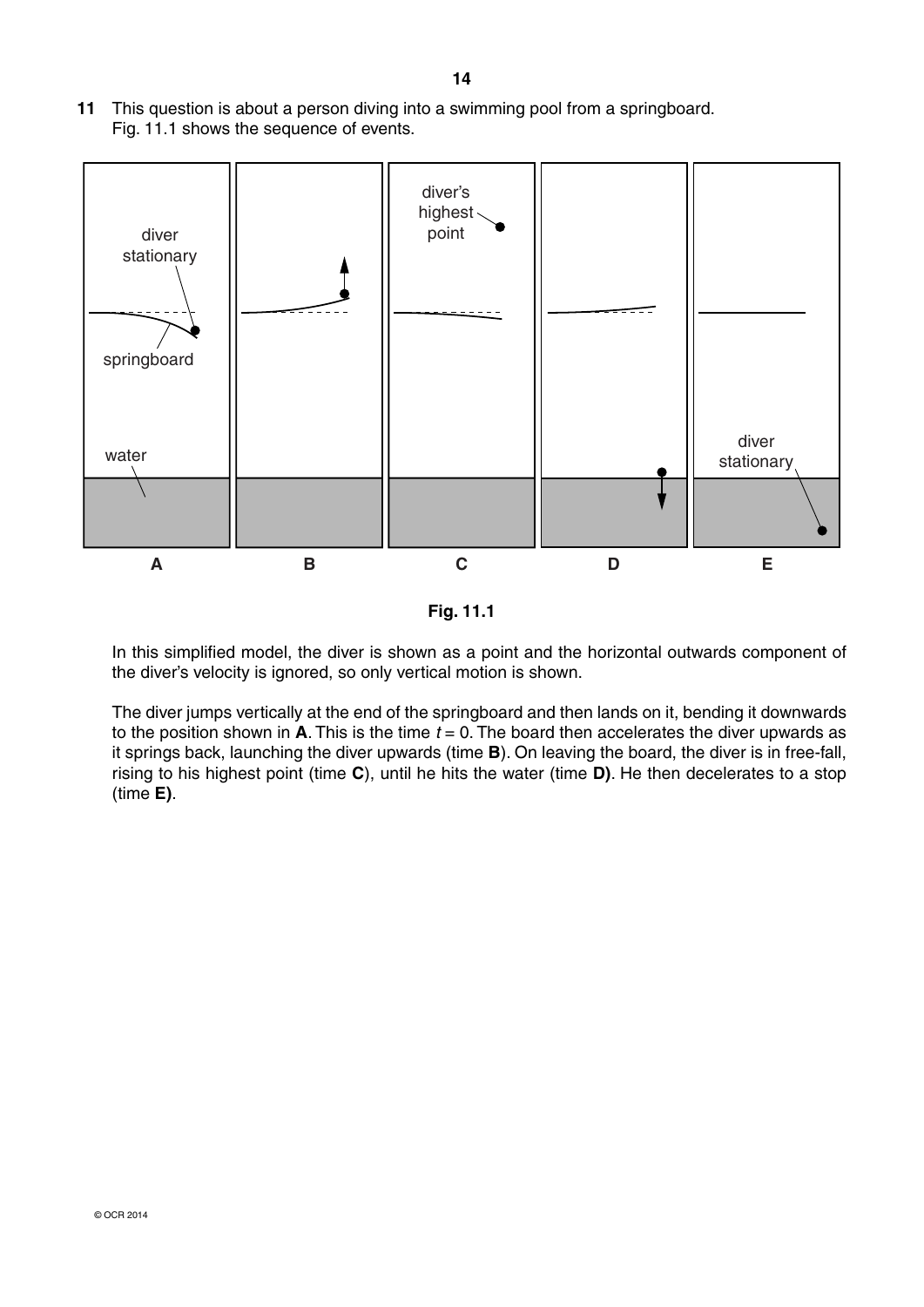**11** This question is about a person diving into a swimming pool from a springboard. Fig. 11.1 shows the sequence of events.

**Fig. 11.1**

In this simplified model, the diver is shown as a point and the horizontal outwards component of the diver's velocity is ignored, so only vertical motion is shown.

The diver jumps vertically at the end of the springboard and then lands on it, bending it downwards to the position shown in **A**. This is the time $t = 0$. The board then accelerates the diver upwards as it springs back, launching the diver upwards (time **B**). On leaving the board, the diver is in free-fall, rising to his highest point (time **C**), until he hits the water (time **D**). He then decelerates to a stop (time **E**).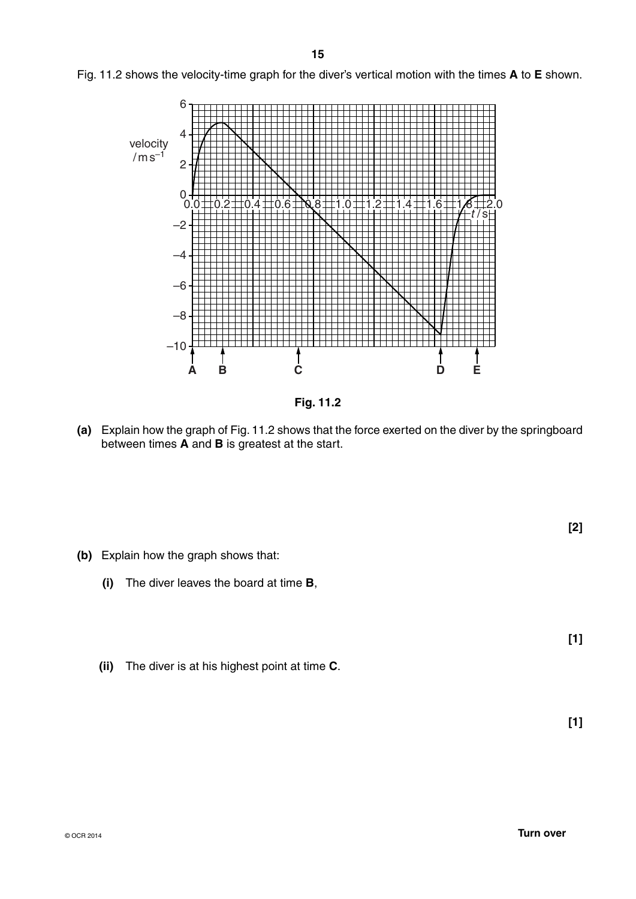Fig. 11.2 shows the velocity-time graph for the diver's vertical motion with the times **A** to **E** shown.

Fig. 11.2

**(a)** Explain how the graph of Fig. 11.2 shows that the force exerted on the diver by the springboard between times **A** and **B** is greatest at the start.

**[2]**

**(b)** Explain how the graph shows that:

**(i)** The diver leaves the board at time **B**,

**[1]**

**(ii)** The diver is at his highest point at time **C**.

**[1]**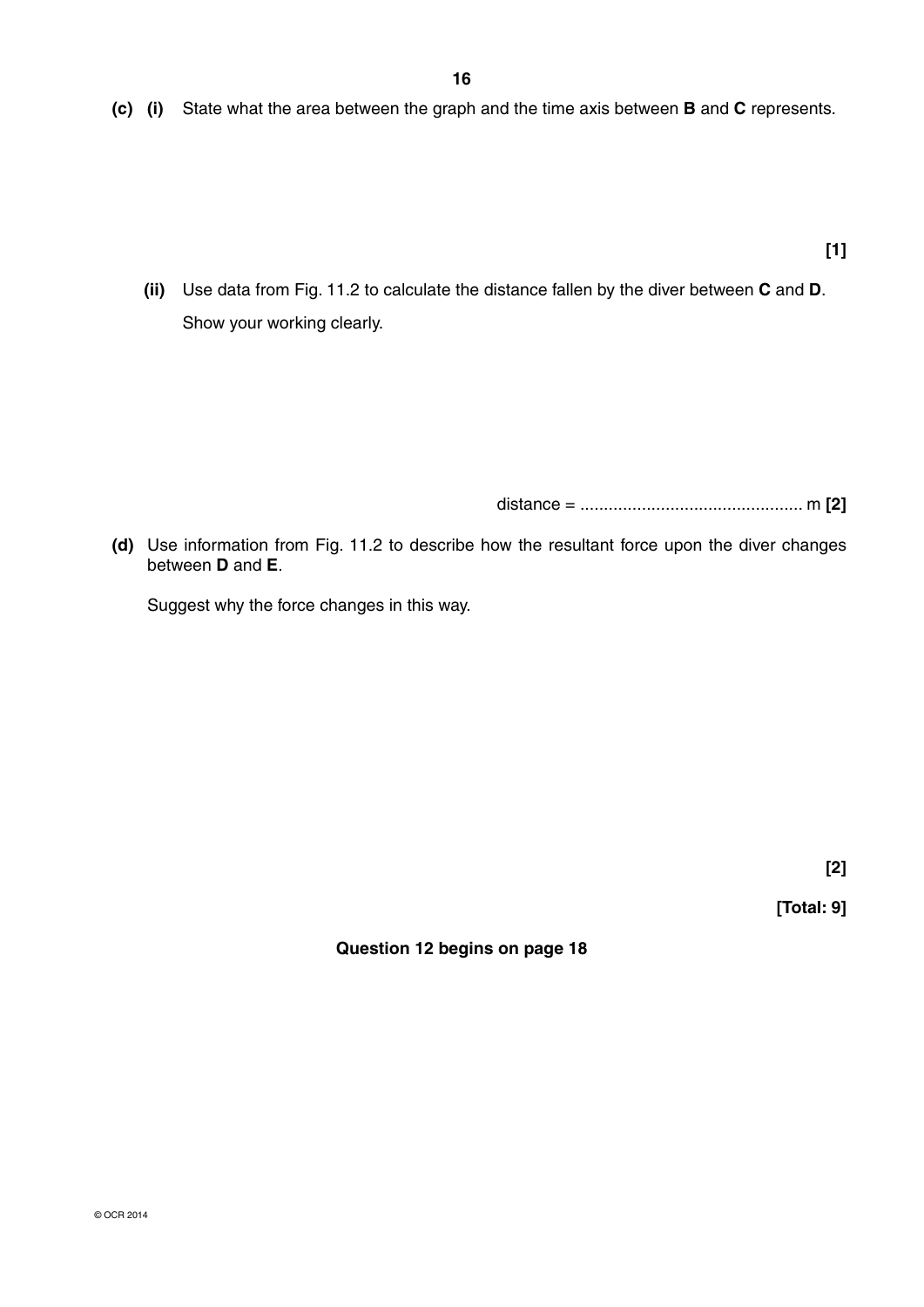**(c) (i)** State what the area between the graph and the time axis between **B** and **C** represents.

**[1]**

**(ii)** Use data from Fig. 11.2 to calculate the distance fallen by the diver between **C** and **D**.

Show your working clearly.

distance = ............................................... m **[2]**

**(d)** Use information from Fig. 11.2 to describe how the resultant force upon the diver changes between **D** and **E**.

Suggest why the force changes in this way.

**[2]**

**[Total: 9]**

**Question 12 begins on page 18**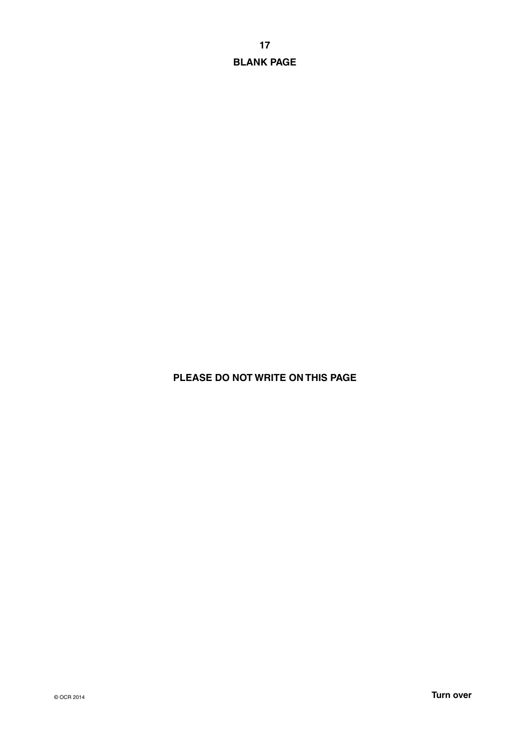**BLANK PAGE**

**PLEASE DO NOT WRITE ON THIS PAGE**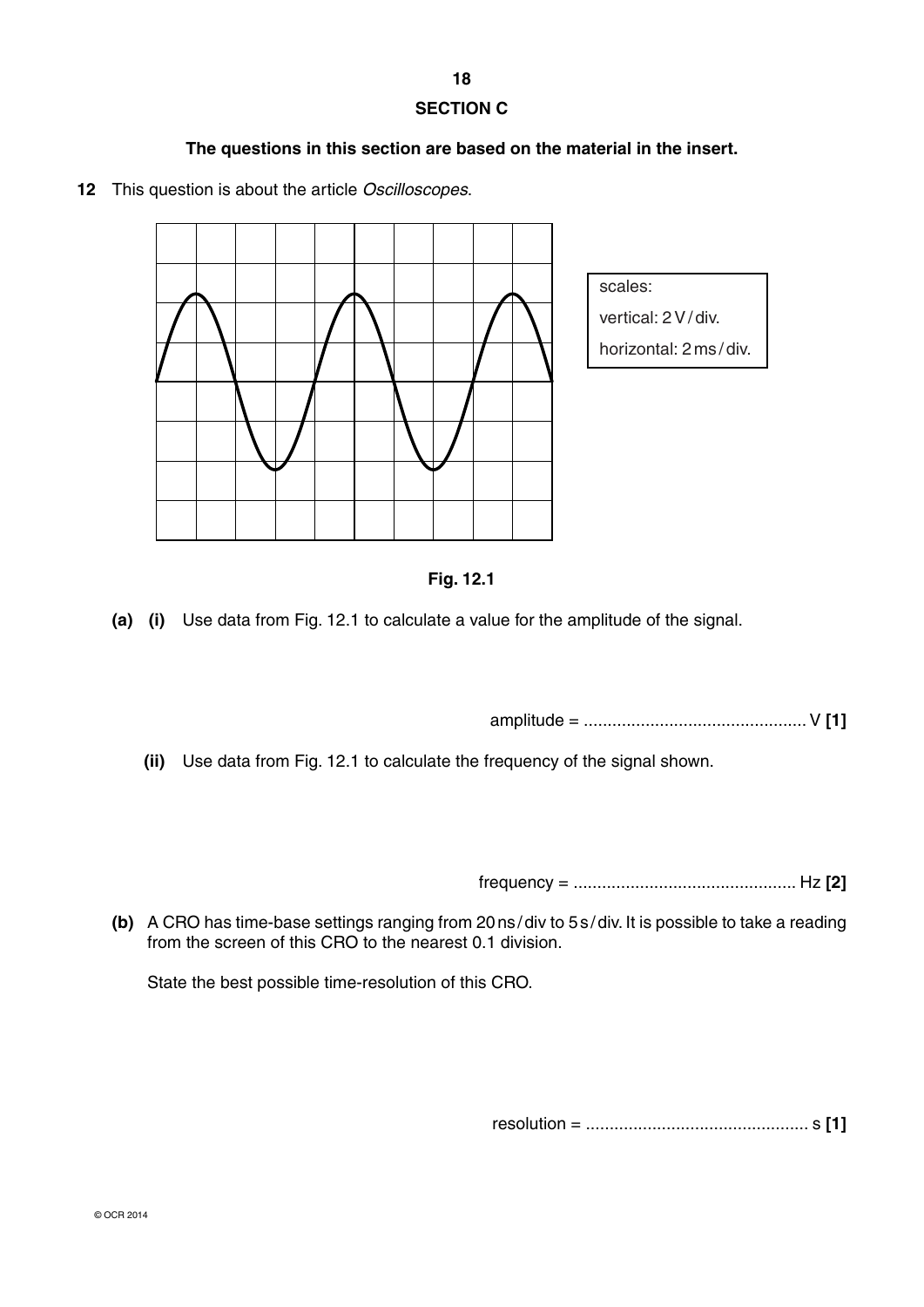## SECTION C

**The questions in this section are based on the material in the insert.**

**12** This question is about the article *Oscilloscopes*.

scales:
vertical: 2 V / div.
horizontal: 2 ms / div.

**Fig. 12.1**

**(a) (i)** Use data from Fig. 12.1 to calculate a value for the amplitude of the signal.

amplitude = ............................................... V **[1]**

**(ii)** Use data from Fig. 12.1 to calculate the frequency of the signal shown.

frequency = ............................................... Hz **[2]**

**(b)** A CRO has time-base settings ranging from 20 ns / div to 5 s / div. It is possible to take a reading from the screen of this CRO to the nearest 0.1 division.

State the best possible time-resolution of this CRO.

resolution = ............................................... s **[1]**

© OCR 2014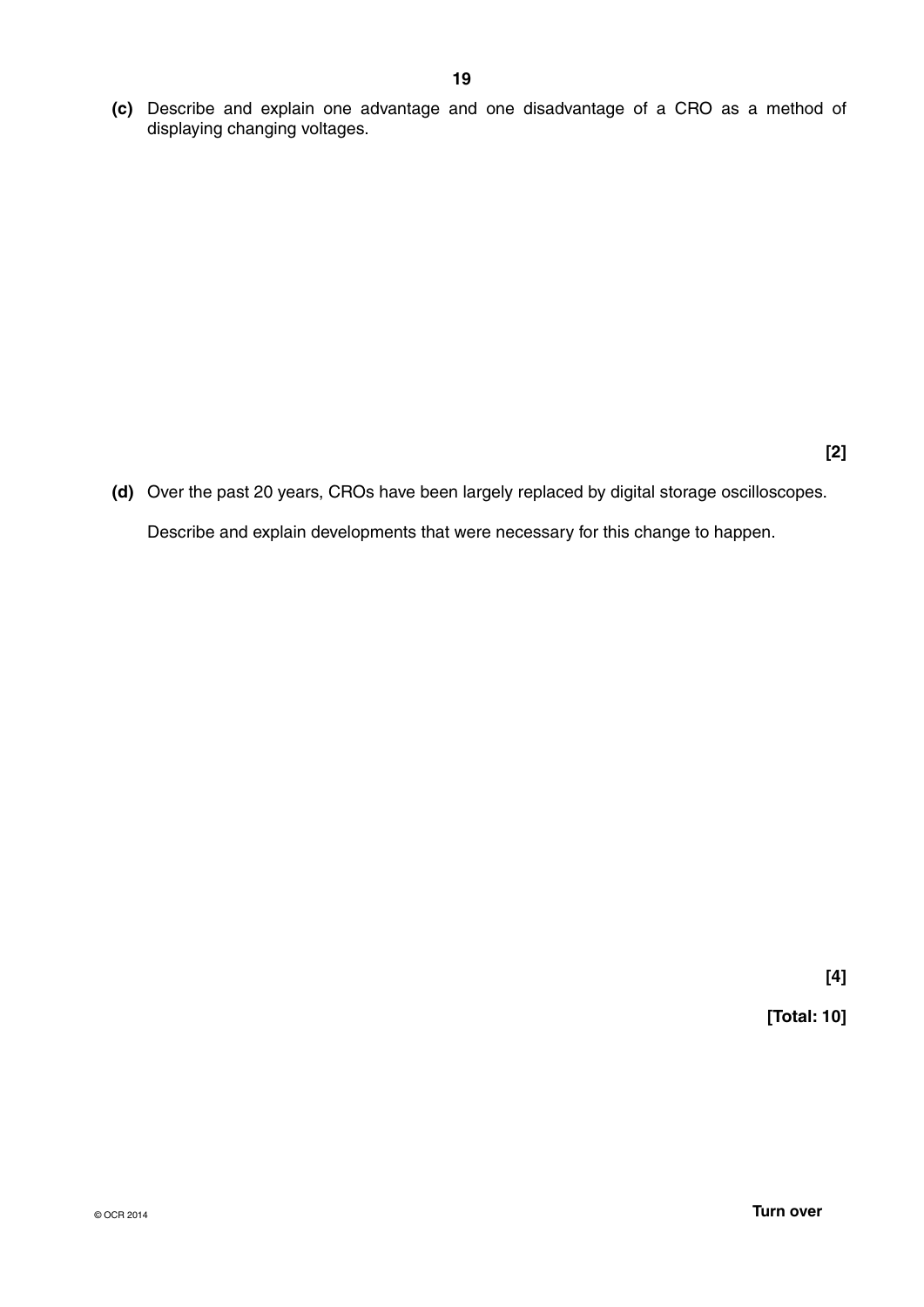**(c)** Describe and explain one advantage and one disadvantage of a CRO as a method of displaying changing voltages.

**[2]**

**(d)** Over the past 20 years, CROs have been largely replaced by digital storage oscilloscopes.

Describe and explain developments that were necessary for this change to happen.

**[4]**

**[Total: 10]**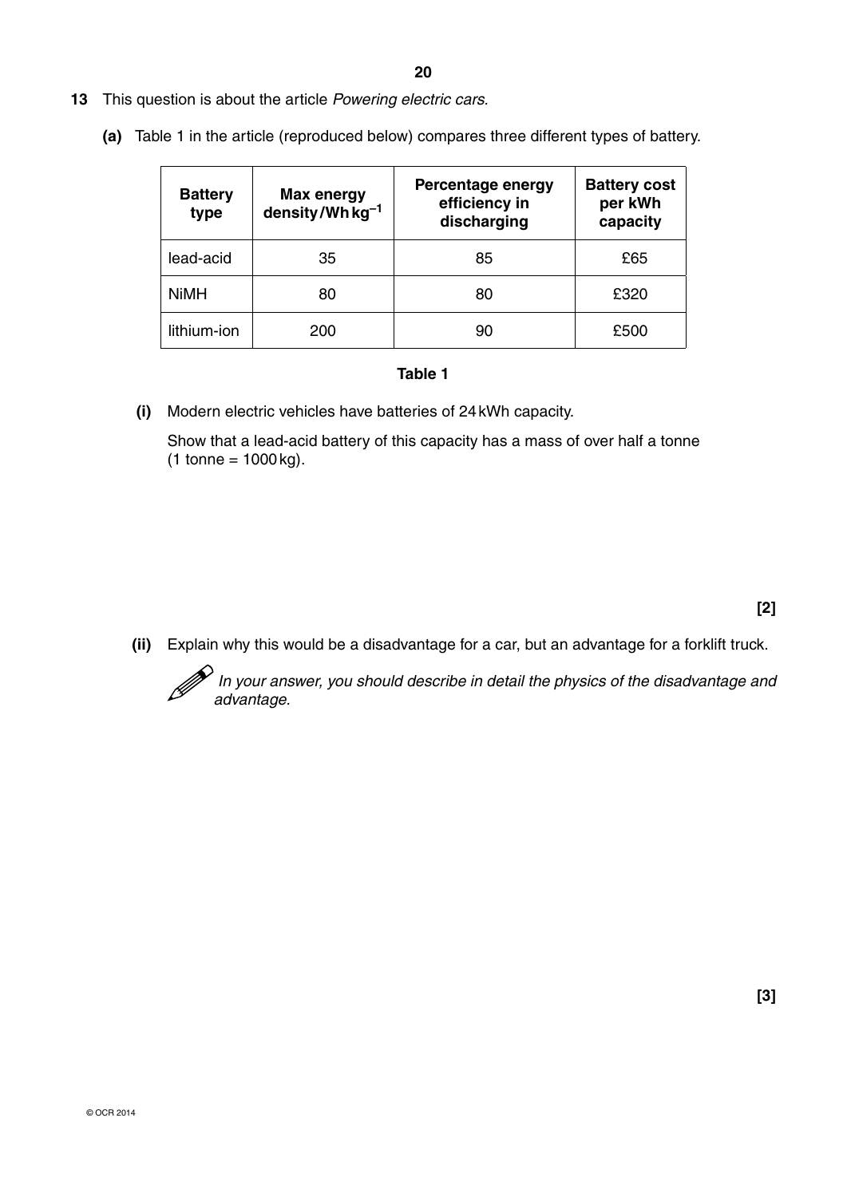**13** This question is about the article *Powering electric cars.*

**(a)** Table 1 in the article (reproduced below) compares three different types of battery.

| Battery type | Max energy density / Wh kg$^{-1}$ | Percentage energy efficiency in discharging | Battery cost per kWh capacity |
|---|---|---|---|
| lead-acid | 35 | 85 | £65 |
| NiMH | 80 | 80 | £320 |
| lithium-ion | 200 | 90 | £500 |

**Table 1**

**(i)** Modern electric vehicles have batteries of 24 kWh capacity.

Show that a lead-acid battery of this capacity has a mass of over half a tonne (1 tonne = 1000 kg).

**[2]**

**(ii)** Explain why this would be a disadvantage for a car, but an advantage for a forklift truck.

*In your answer, you should describe in detail the physics of the disadvantage and advantage.*

**[3]**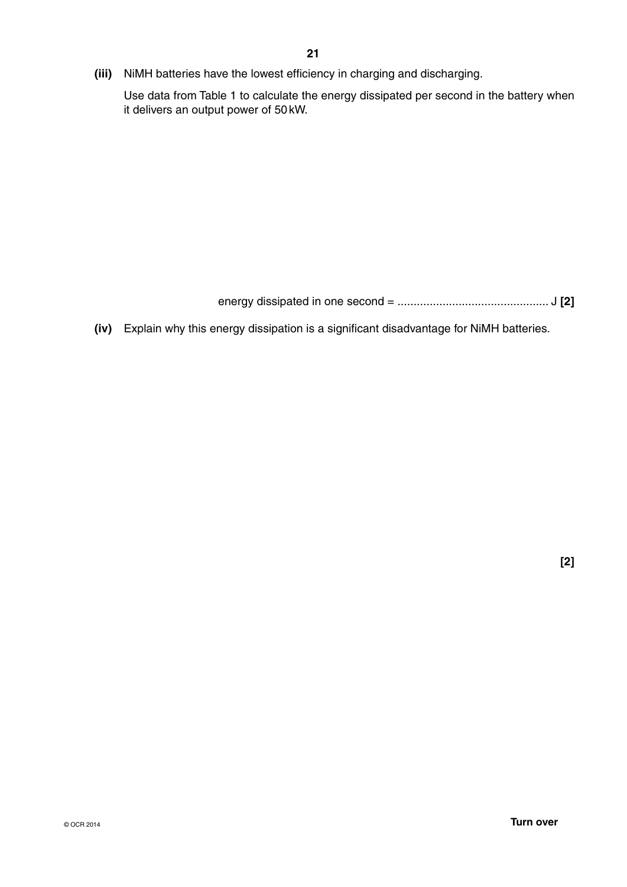**(iii)** NiMH batteries have the lowest efficiency in charging and discharging.

Use data from Table 1 to calculate the energy dissipated per second in the battery when it delivers an output power of 50 kW.

energy dissipated in one second = ............................................... J **[2]**

**(iv)** Explain why this energy dissipation is a significant disadvantage for NiMH batteries.

**[2]**

**Turn over**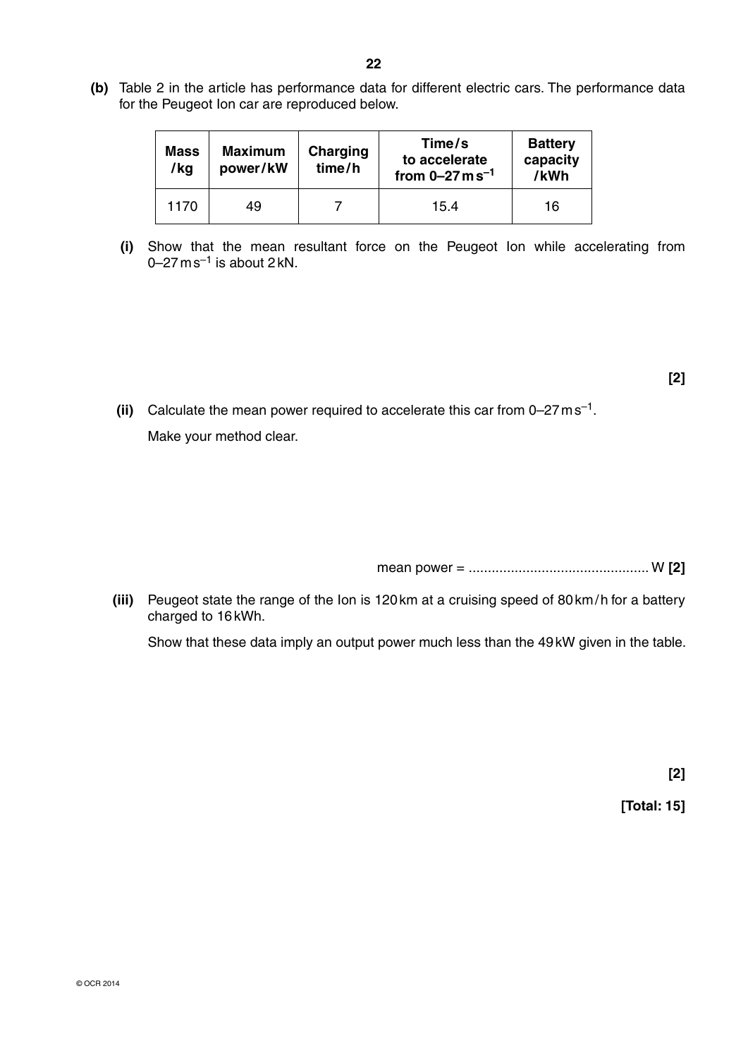**(b)** Table 2 in the article has performance data for different electric cars. The performance data for the Peugeot Ion car are reproduced below.

| Mass /kg | Maximum power/kW | Charging time/h | Time/s to accelerate from 0–27 m s$^{-1}$ | Battery capacity /kWh |
|---|---|---|---|---|
| 1170 | 49 | 7 | 15.4 | 16 |

**(i)** Show that the mean resultant force on the Peugeot Ion while accelerating from 0–27 m s$^{-1}$ is about 2 kN.

**[2]**

**(ii)** Calculate the mean power required to accelerate this car from 0–27 m s$^{-1}$.

Make your method clear.

mean power = ............................................... W **[2]**

**(iii)** Peugeot state the range of the Ion is 120 km at a cruising speed of 80 km/h for a battery charged to 16 kWh.

Show that these data imply an output power much less than the 49 kW given in the table.

**[2]**

**[Total: 15]**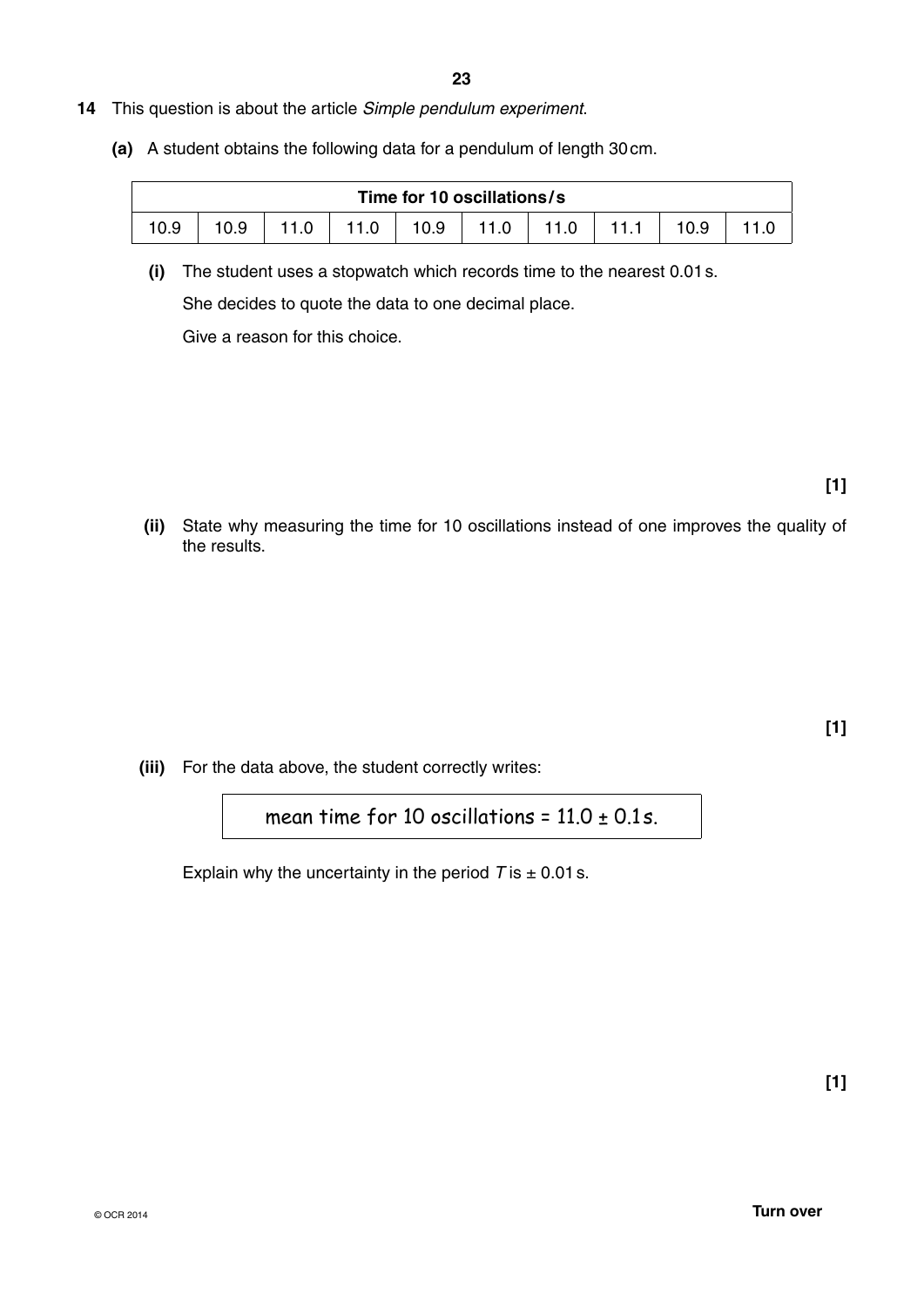**14** This question is about the article *Simple pendulum experiment*.

**(a)** A student obtains the following data for a pendulum of length 30 cm.

| Time for 10 oscillations / s | | | | | | | | | |
|---|---|---|---|---|---|---|---|---|---|
| 10.9 | 10.9 | 11.0 | 11.0 | 10.9 | 11.0 | 11.0 | 11.1 | 10.9 | 11.0 |

**(i)** The student uses a stopwatch which records time to the nearest 0.01 s.

She decides to quote the data to one decimal place.

Give a reason for this choice.

**[1]**

**(ii)** State why measuring the time for 10 oscillations instead of one improves the quality of the results.

**[1]**

**(iii)** For the data above, the student correctly writes:

mean time for 10 oscillations = 11.0 ± 0.1 s.

Explain why the uncertainty in the period $T$ is ± 0.01 s.

**[1]**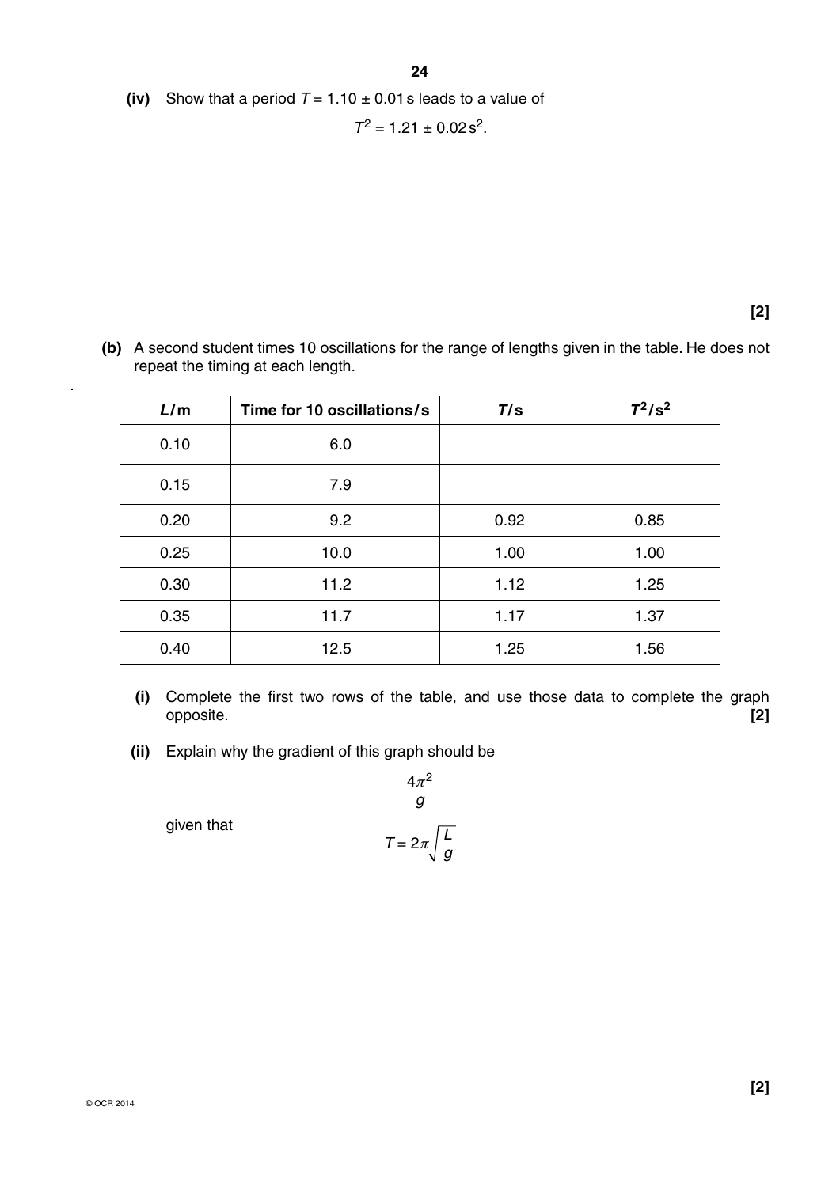**(iv)** Show that a period $T = 1.10 \pm 0.01$ s leads to a value of

$$T^2 = 1.21 \pm 0.02\,\text{s}^2.$$

**[2]**

**(b)** A second student times 10 oscillations for the range of lengths given in the table. He does not repeat the timing at each length.

| $L$/m | Time for 10 oscillations/s | $T$/s | $T^2$/s$^2$ |
|---|---|---|---|
| 0.10 | 6.0 | | |
| 0.15 | 7.9 | | |
| 0.20 | 9.2 | 0.92 | 0.85 |
| 0.25 | 10.0 | 1.00 | 1.00 |
| 0.30 | 11.2 | 1.12 | 1.25 |
| 0.35 | 11.7 | 1.17 | 1.37 |
| 0.40 | 12.5 | 1.25 | 1.56 |

**(i)** Complete the first two rows of the table, and use those data to complete the graph opposite. **[2]**

**(ii)** Explain why the gradient of this graph should be

$$\frac{4\pi^2}{g}$$

given that

$$T = 2\pi\sqrt{\frac{L}{g}}$$

**[2]**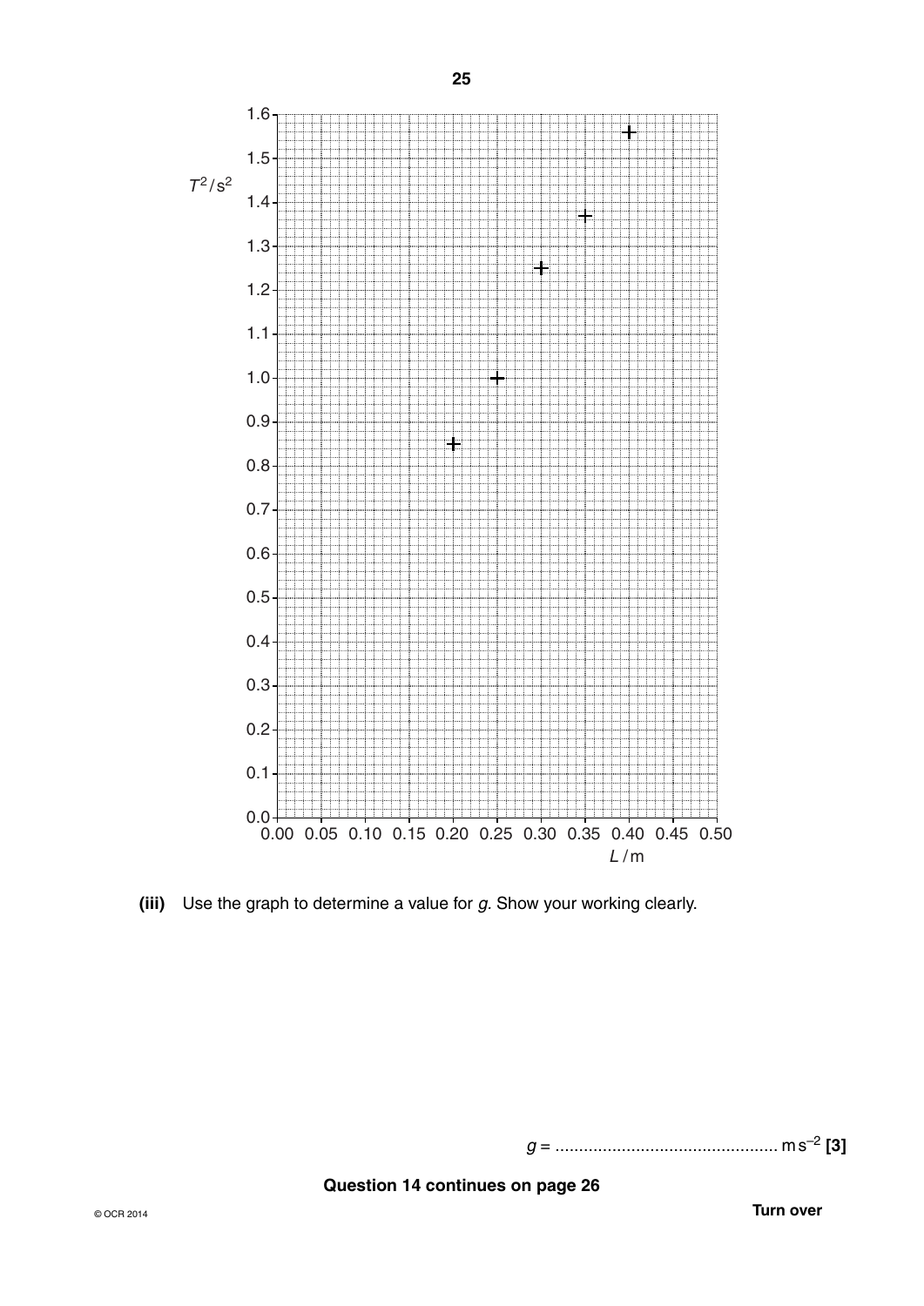(iii) Use the graph to determine a value for *g*. Show your working clearly.

$g$ = ............................................... $m\,s^{-2}$ **[3]**

**Question 14 continues on page 26**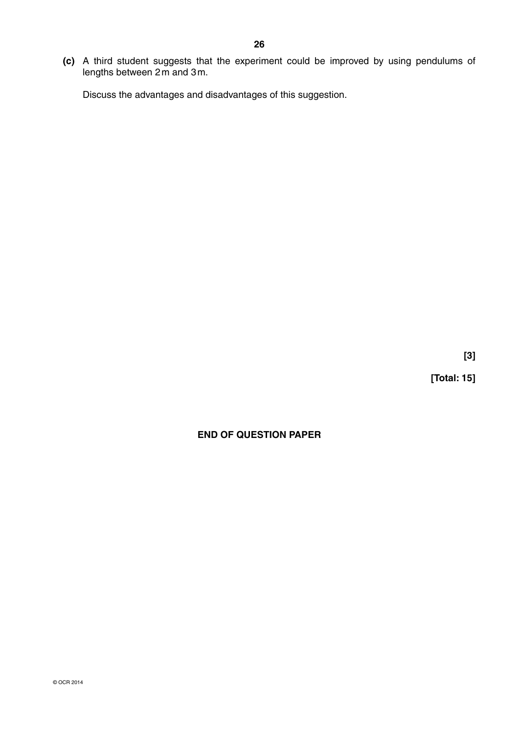**(c)** A third student suggests that the experiment could be improved by using pendulums of lengths between 2 m and 3 m.

Discuss the advantages and disadvantages of this suggestion.

**[3]**

**[Total: 15]**

**END OF QUESTION PAPER**

© OCR 2014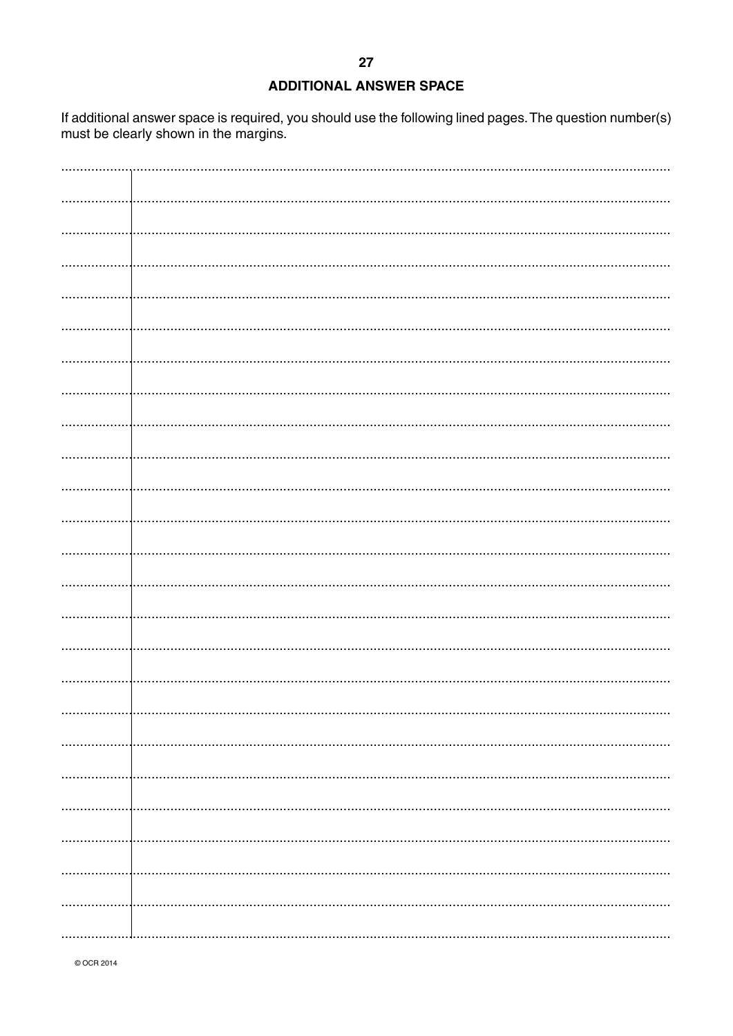## ADDITIONAL ANSWER SPACE

If additional answer space is required, you should use the following lined pages. The question number(s) must be clearly shown in the margins.

© OCR 2014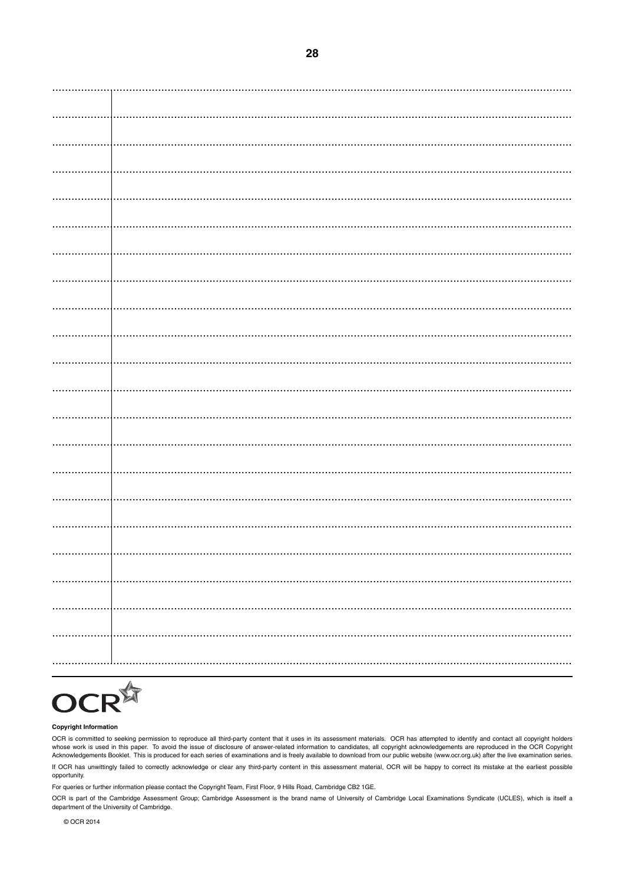**Copyright Information**

OCR is committed to seeking permission to reproduce all third-party content that it uses in its assessment materials. OCR has attempted to identify and contact all copyright holders whose work is used in this paper. To avoid the issue of disclosure of answer-related information to candidates, all copyright acknowledgements are reproduced in the OCR Copyright Acknowledgements Booklet. This is produced for each series of examinations and is freely available to download from our public website (www.ocr.org.uk) after the live examination series.

If OCR has unwittingly failed to correctly acknowledge or clear any third-party content in this assessment material, OCR will be happy to correct its mistake at the earliest possible opportunity.

For queries or further information please contact the Copyright Team, First Floor, 9 Hills Road, Cambridge CB2 1GE.

OCR is part of the Cambridge Assessment Group; Cambridge Assessment is the brand name of University of Cambridge Local Examinations Syndicate (UCLES), which is itself a department of the University of Cambridge.

© OCR 2014